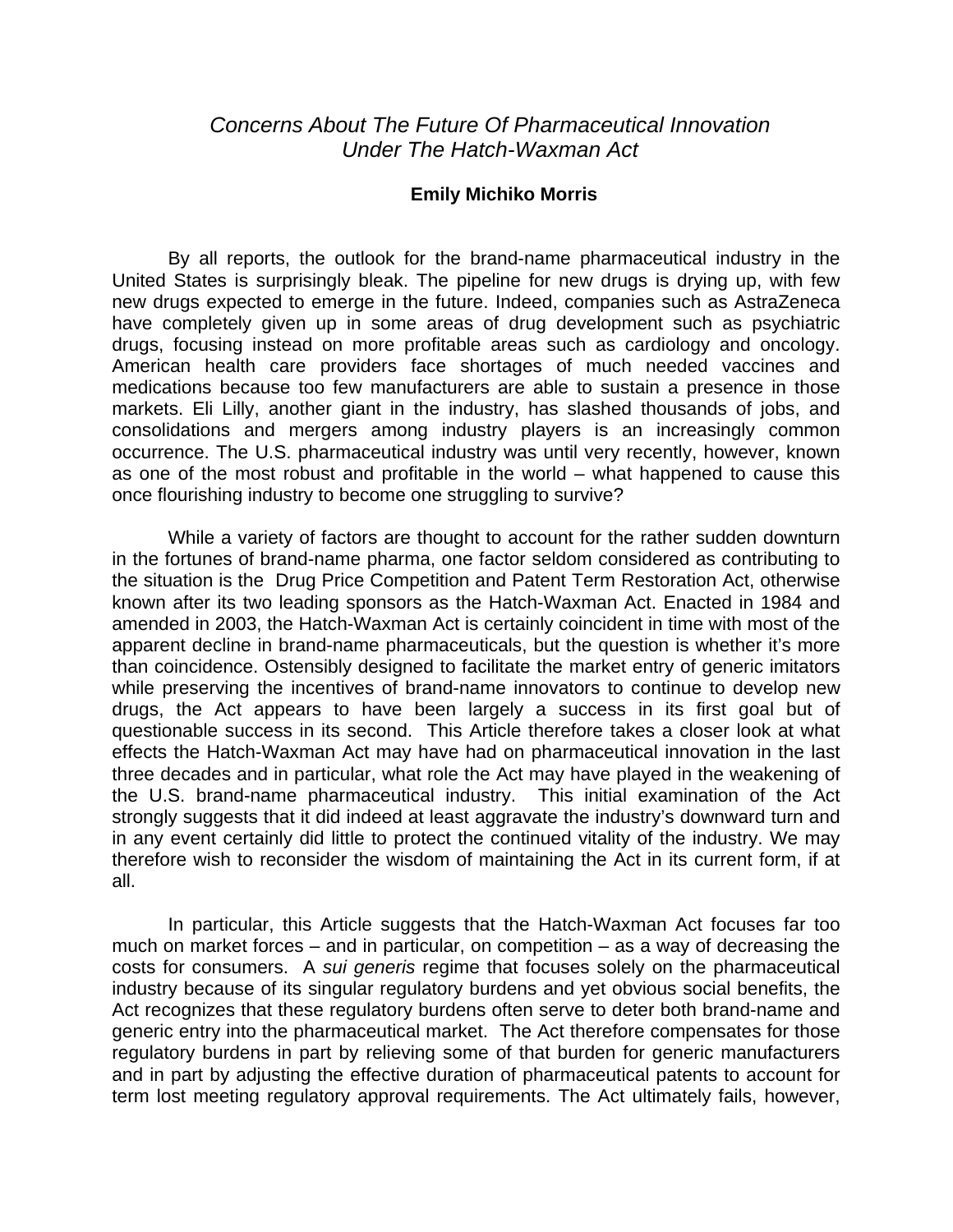# *Concerns About The Future Of Pharmaceutical Innovation Under The Hatch-Waxman Act*

**Emily Michiko Morris**

By all reports, the outlook for the brand-name pharmaceutical industry in the United States is surprisingly bleak. The pipeline for new drugs is drying up, with few new drugs expected to emerge in the future. Indeed, companies such as AstraZeneca have completely given up in some areas of drug development such as psychiatric drugs, focusing instead on more profitable areas such as cardiology and oncology. American health care providers face shortages of much needed vaccines and medications because too few manufacturers are able to sustain a presence in those markets. Eli Lilly, another giant in the industry, has slashed thousands of jobs, and consolidations and mergers among industry players is an increasingly common occurrence. The U.S. pharmaceutical industry was until very recently, however, known as one of the most robust and profitable in the world – what happened to cause this once flourishing industry to become one struggling to survive?

While a variety of factors are thought to account for the rather sudden downturn in the fortunes of brand-name pharma, one factor seldom considered as contributing to the situation is the Drug Price Competition and Patent Term Restoration Act, otherwise known after its two leading sponsors as the Hatch-Waxman Act. Enacted in 1984 and amended in 2003, the Hatch-Waxman Act is certainly coincident in time with most of the apparent decline in brand-name pharmaceuticals, but the question is whether it's more than coincidence. Ostensibly designed to facilitate the market entry of generic imitators while preserving the incentives of brand-name innovators to continue to develop new drugs, the Act appears to have been largely a success in its first goal but of questionable success in its second. This Article therefore takes a closer look at what effects the Hatch-Waxman Act may have had on pharmaceutical innovation in the last three decades and in particular, what role the Act may have played in the weakening of the U.S. brand-name pharmaceutical industry. This initial examination of the Act strongly suggests that it did indeed at least aggravate the industry's downward turn and in any event certainly did little to protect the continued vitality of the industry. We may therefore wish to reconsider the wisdom of maintaining the Act in its current form, if at all.

In particular, this Article suggests that the Hatch-Waxman Act focuses far too much on market forces – and in particular, on competition – as a way of decreasing the costs for consumers. A *sui generis* regime that focuses solely on the pharmaceutical industry because of its singular regulatory burdens and yet obvious social benefits, the Act recognizes that these regulatory burdens often serve to deter both brand-name and generic entry into the pharmaceutical market. The Act therefore compensates for those regulatory burdens in part by relieving some of that burden for generic manufacturers and in part by adjusting the effective duration of pharmaceutical patents to account for term lost meeting regulatory approval requirements. The Act ultimately fails, however,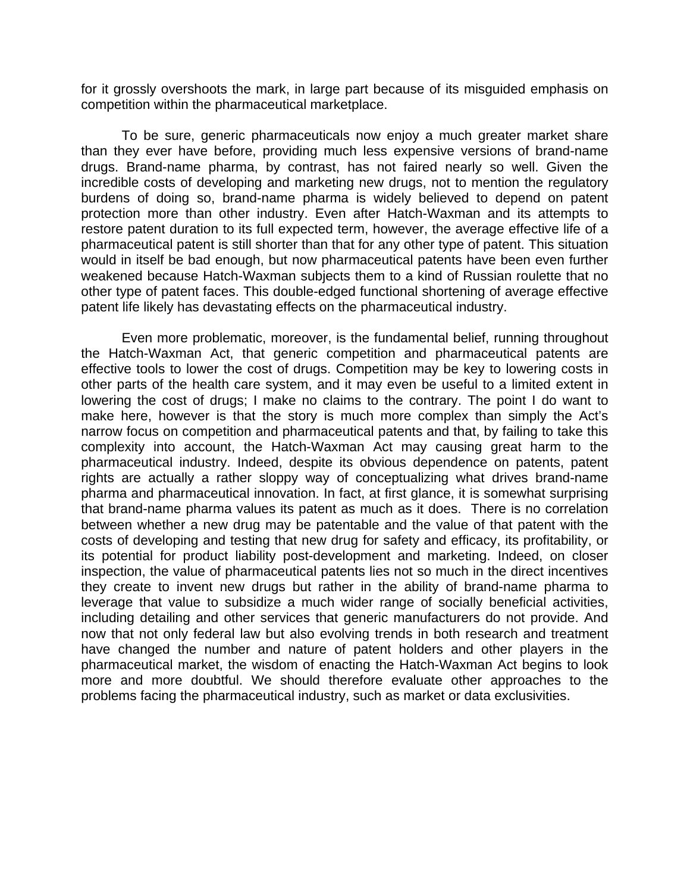for it grossly overshoots the mark, in large part because of its misguided emphasis on competition within the pharmaceutical marketplace.

To be sure, generic pharmaceuticals now enjoy a much greater market share than they ever have before, providing much less expensive versions of brand-name drugs. Brand-name pharma, by contrast, has not faired nearly so well. Given the incredible costs of developing and marketing new drugs, not to mention the regulatory burdens of doing so, brand-name pharma is widely believed to depend on patent protection more than other industry. Even after Hatch-Waxman and its attempts to restore patent duration to its full expected term, however, the average effective life of a pharmaceutical patent is still shorter than that for any other type of patent. This situation would in itself be bad enough, but now pharmaceutical patents have been even further weakened because Hatch-Waxman subjects them to a kind of Russian roulette that no other type of patent faces. This double-edged functional shortening of average effective patent life likely has devastating effects on the pharmaceutical industry.

Even more problematic, moreover, is the fundamental belief, running throughout the Hatch-Waxman Act, that generic competition and pharmaceutical patents are effective tools to lower the cost of drugs. Competition may be key to lowering costs in other parts of the health care system, and it may even be useful to a limited extent in lowering the cost of drugs; I make no claims to the contrary. The point I do want to make here, however is that the story is much more complex than simply the Act's narrow focus on competition and pharmaceutical patents and that, by failing to take this complexity into account, the Hatch-Waxman Act may causing great harm to the pharmaceutical industry. Indeed, despite its obvious dependence on patents, patent rights are actually a rather sloppy way of conceptualizing what drives brand-name pharma and pharmaceutical innovation. In fact, at first glance, it is somewhat surprising that brand-name pharma values its patent as much as it does. There is no correlation between whether a new drug may be patentable and the value of that patent with the costs of developing and testing that new drug for safety and efficacy, its profitability, or its potential for product liability post-development and marketing. Indeed, on closer inspection, the value of pharmaceutical patents lies not so much in the direct incentives they create to invent new drugs but rather in the ability of brand-name pharma to leverage that value to subsidize a much wider range of socially beneficial activities, including detailing and other services that generic manufacturers do not provide. And now that not only federal law but also evolving trends in both research and treatment have changed the number and nature of patent holders and other players in the pharmaceutical market, the wisdom of enacting the Hatch-Waxman Act begins to look more and more doubtful. We should therefore evaluate other approaches to the problems facing the pharmaceutical industry, such as market or data exclusivities.